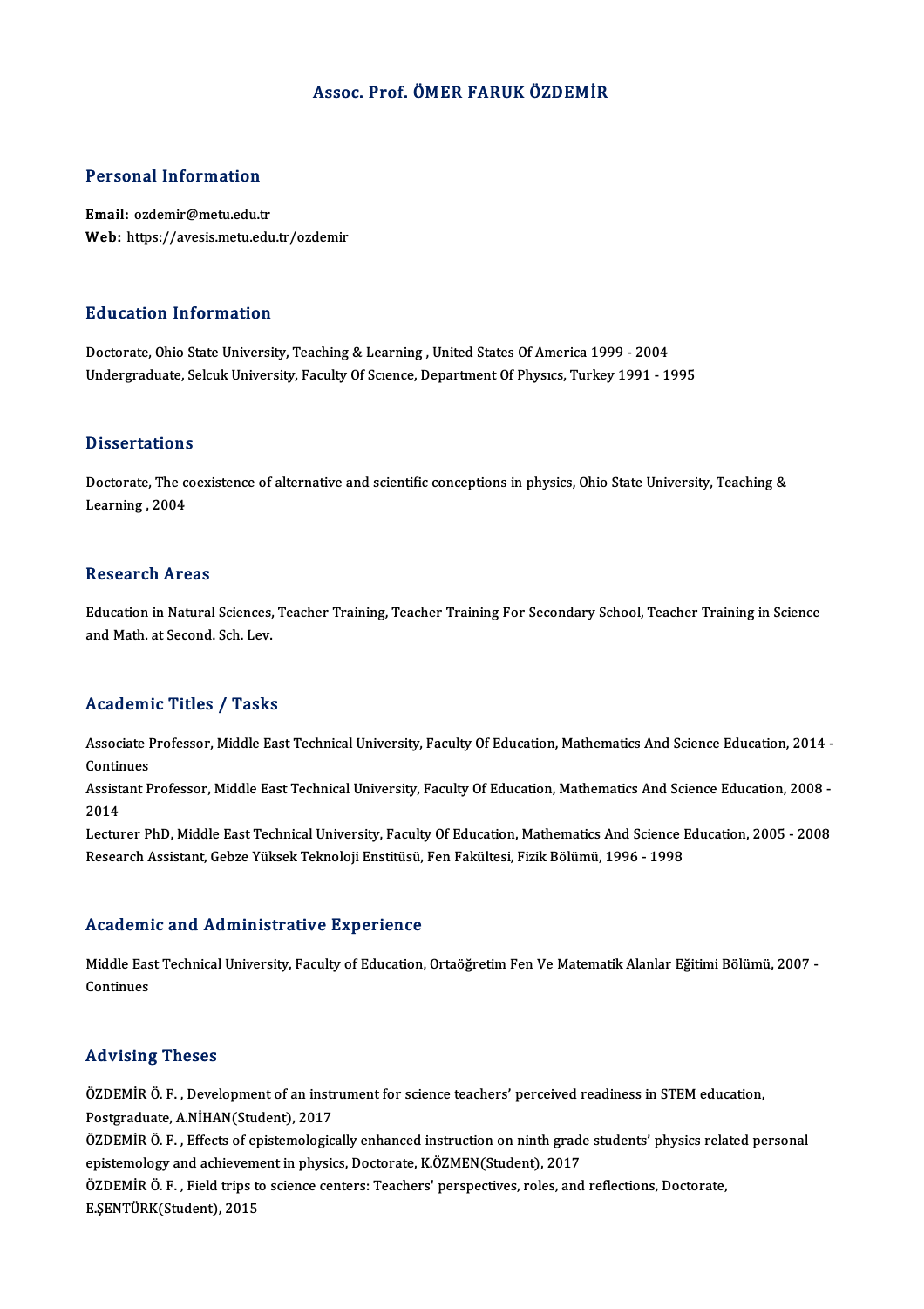# Assoc. Prof. ÖMER FARUK ÖZDEMİR

## Personal Information

**Email:** ozdemir@metu.edu.tr
**Web:** https://avesis.metu.edu.tr/ozdemir

## Education Information

Doctorate, Ohio State University, Teaching & Learning , United States Of America 1999 - 2004
Undergraduate, Selcuk University, Faculty Of Scıence, Department Of Physıcs, Turkey 1991 - 1995

## Dissertations

Doctorate, The coexistence of alternative and scientific conceptions in physics, Ohio State University, Teaching & Learning , 2004

## Research Areas

Education in Natural Sciences, Teacher Training, Teacher Training For Secondary School, Teacher Training in Science and Math. at Second. Sch. Lev.

## Academic Titles / Tasks

Associate Professor, Middle East Technical University, Faculty Of Education, Mathematics And Science Education, 2014 - Continues
Assistant Professor, Middle East Technical University, Faculty Of Education, Mathematics And Science Education, 2008 - 2014
Lecturer PhD, Middle East Technical University, Faculty Of Education, Mathematics And Science Education, 2005 - 2008
Research Assistant, Gebze Yüksek Teknoloji Enstitüsü, Fen Fakültesi, Fizik Bölümü, 1996 - 1998

## Academic and Administrative Experience

Middle East Technical University, Faculty of Education, Ortaöğretim Fen Ve Matematik Alanlar Eğitimi Bölümü, 2007 - Continues

## Advising Theses

ÖZDEMİR Ö. F. , Development of an instrument for science teachers' perceived readiness in STEM education, Postgraduate, A.NİHAN(Student), 2017
ÖZDEMİR Ö. F. , Effects of epistemologically enhanced instruction on ninth grade students' physics related personal epistemology and achievement in physics, Doctorate, K.ÖZMEN(Student), 2017
ÖZDEMİR Ö. F. , Field trips to science centers: Teachers' perspectives, roles, and reflections, Doctorate, E.ŞENTÜRK(Student), 2015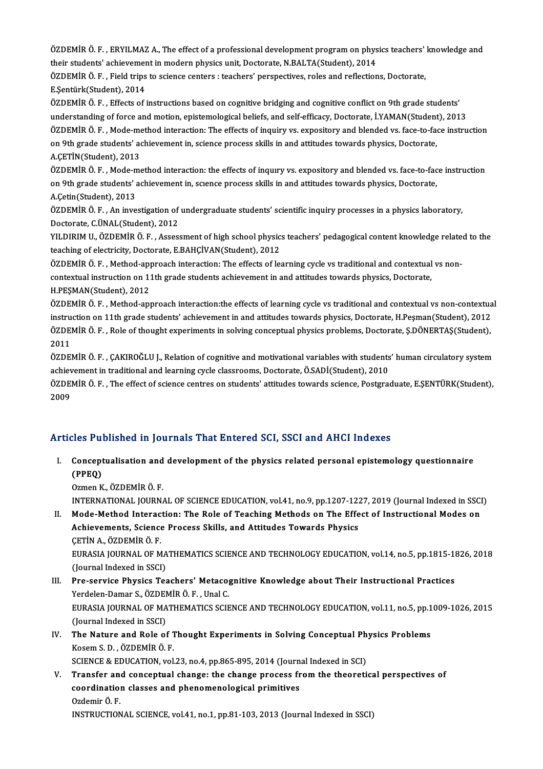ÖZDEMİR Ö. F. , ERYILMAZ A., The effect of a professional development program on physics teachers' knowledge and their students' achievement in modern physics unit, Doctorate, N.BALTA(Student), 2014

ÖZDEMİR Ö. F. , Field trips to science centers : teachers' perspectives, roles and reflections, Doctorate, E.Şentürk(Student), 2014

ÖZDEMİR Ö. F. , Effects of instructions based on cognitive bridging and cognitive conflict on 9th grade students' understanding of force and motion, epistemological beliefs, and self-efficacy, Doctorate, İ.YAMAN(Student), 2013

ÖZDEMİR Ö. F. , Mode-method interaction: The effects of inquiry vs. expository and blended vs. face-to-face instruction on 9th grade students' achievement in, science process skills in and attitudes towards physics, Doctorate, A.ÇETİN(Student), 2013

ÖZDEMİR Ö. F. , Mode-method interaction: the effects of inquıry vs. expository and blended vs. face-to-face instruction on 9th grade students' achievement in, scıence process skills in and attitudes towards physics, Doctorate, A.Çetin(Student), 2013

ÖZDEMİR Ö. F. , An investigation of undergraduate students' scientific inquiry processes in a physics laboratory, Doctorate, C.ÜNAL(Student), 2012

YILDIRIM U., ÖZDEMİR Ö. F. , Assessment of high school physics teachers' pedagogical content knowledge related to the teaching of electricity, Doctorate, E.BAHÇİVAN(Student), 2012

ÖZDEMİR Ö. F. , Method-approach interaction: The effects of learning cycle vs traditional and contextual vs non-contextual instruction on 11th grade students achievement in and attitudes towards physics, Doctorate, H.PEŞMAN(Student), 2012

ÖZDEMİR Ö. F. , Method-approach interaction:the effects of learning cycle vs traditional and contextual vs non-contextual instruction on 11th grade students' achievement in and attitudes towards physics, Doctorate, H.Peşman(Student), 2012

ÖZDEMİR Ö. F. , Role of thought experiments in solving conceptual physics problems, Doctorate, Ş.DÖNERTAŞ(Student), 2011

ÖZDEMİR Ö. F. , ÇAKIROĞLU J., Relation of cognitive and motivational variables with students' human circulatory system achievement in traditional and learning cycle classrooms, Doctorate, Ö.SADİ(Student), 2010

ÖZDEMİR Ö. F. , The effect of science centres on students' attitudes towards science, Postgraduate, E.ŞENTÜRK(Student), 2009

## Articles Published in Journals That Entered SCI, SSCI and AHCI Indexes

I. **Conceptualisation and development of the physics related personal epistemology questionnaire (PPEQ)**
   Ozmen K., ÖZDEMİR Ö. F.
   INTERNATIONAL JOURNAL OF SCIENCE EDUCATION, vol.41, no.9, pp.1207-1227, 2019 (Journal Indexed in SSCI)

II. **Mode-Method Interaction: The Role of Teaching Methods on The Effect of Instructional Modes on Achievements, Science Process Skills, and Attitudes Towards Physics**
   ÇETİN A., ÖZDEMİR Ö. F.
   EURASIA JOURNAL OF MATHEMATICS SCIENCE AND TECHNOLOGY EDUCATION, vol.14, no.5, pp.1815-1826, 2018 (Journal Indexed in SSCI)

III. **Pre-service Physics Teachers' Metacognitive Knowledge about Their Instructional Practices**
   Yerdelen-Damar S., ÖZDEMİR Ö. F. , Unal C.
   EURASIA JOURNAL OF MATHEMATICS SCIENCE AND TECHNOLOGY EDUCATION, vol.11, no.5, pp.1009-1026, 2015 (Journal Indexed in SSCI)

IV. **The Nature and Role of Thought Experiments in Solving Conceptual Physics Problems**
   Kosem S. D. , ÖZDEMİR Ö. F.
   SCIENCE & EDUCATION, vol.23, no.4, pp.865-895, 2014 (Journal Indexed in SCI)

V. **Transfer and conceptual change: the change process from the theoretical perspectives of coordination classes and phenomenological primitives**
   Ozdemir Ö. F.
   INSTRUCTIONAL SCIENCE, vol.41, no.1, pp.81-103, 2013 (Journal Indexed in SSCI)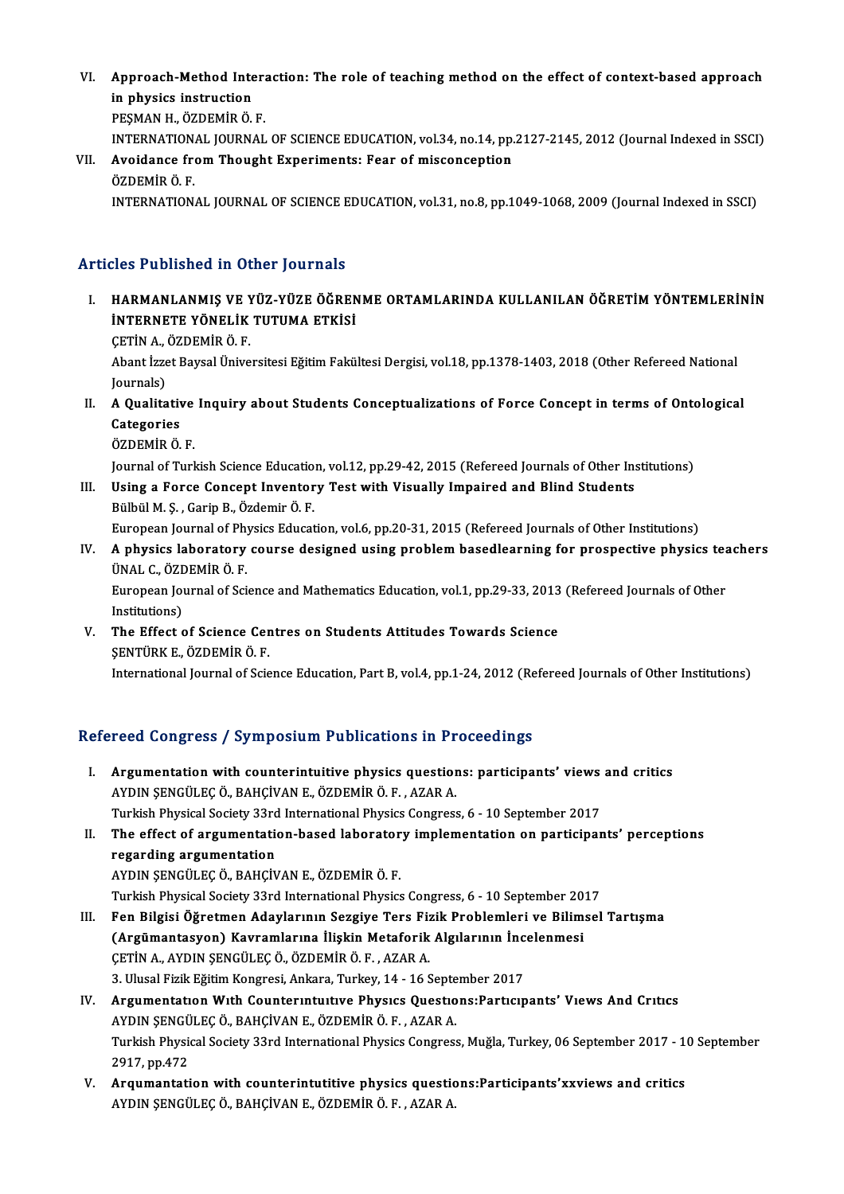VI. **Approach-Method Interaction: The role of teaching method on the effect of context-based approach in physics instruction**
PEŞMAN H., ÖZDEMİR Ö. F.
INTERNATIONAL JOURNAL OF SCIENCE EDUCATION, vol.34, no.14, pp.2127-2145, 2012 (Journal Indexed in SSCI)

VII. **Avoidance from Thought Experiments: Fear of misconception**
ÖZDEMİR Ö. F.
INTERNATIONAL JOURNAL OF SCIENCE EDUCATION, vol.31, no.8, pp.1049-1068, 2009 (Journal Indexed in SSCI)

## Articles Published in Other Journals

I. **HARMANLANMIŞ VE YÜZ-YÜZE ÖĞRENME ORTAMLARINDA KULLANILAN ÖĞRETİM YÖNTEMLERİNİN İNTERNETE YÖNELİK TUTUMA ETKİSİ**
ÇETİN A., ÖZDEMİR Ö. F.
Abant İzzet Baysal Üniversitesi Eğitim Fakültesi Dergisi, vol.18, pp.1378-1403, 2018 (Other Refereed National Journals)

II. **A Qualitative Inquiry about Students Conceptualizations of Force Concept in terms of Ontological Categories**
ÖZDEMİR Ö. F.
Journal of Turkish Science Education, vol.12, pp.29-42, 2015 (Refereed Journals of Other Institutions)

III. **Using a Force Concept Inventory Test with Visually Impaired and Blind Students**
Bülbül M. Ş. , Garip B., Özdemir Ö. F.
European Journal of Physics Education, vol.6, pp.20-31, 2015 (Refereed Journals of Other Institutions)

IV. **A physics laboratory course designed using problem basedlearning for prospective physics teachers**
ÜNAL C., ÖZDEMİR Ö. F.
European Journal of Science and Mathematics Education, vol.1, pp.29-33, 2013 (Refereed Journals of Other Institutions)

V. **The Effect of Science Centres on Students Attitudes Towards Science**
ŞENTÜRK E., ÖZDEMİR Ö. F.
International Journal of Science Education, Part B, vol.4, pp.1-24, 2012 (Refereed Journals of Other Institutions)

## Refereed Congress / Symposium Publications in Proceedings

I. **Argumentation with counterintuitive physics questions: participants' views and critics**
AYDIN ŞENGÜLEÇ Ö., BAHÇİVAN E., ÖZDEMİR Ö. F. , AZAR A.
Turkish Physical Society 33rd International Physics Congress, 6 - 10 September 2017

II. **The effect of argumentation-based laboratory implementation on participants' perceptions regarding argumentation**
AYDIN ŞENGÜLEÇ Ö., BAHÇİVAN E., ÖZDEMİR Ö. F.
Turkish Physical Society 33rd International Physics Congress, 6 - 10 September 2017

III. **Fen Bilgisi Öğretmen Adaylarının Sezgiye Ters Fizik Problemleri ve Bilimsel Tartışma (Argümantasyon) Kavramlarına İlişkin Metaforik Algılarının İncelenmesi**
ÇETİN A., AYDIN ŞENGÜLEÇ Ö., ÖZDEMİR Ö. F. , AZAR A.
3. Ulusal Fizik Eğitim Kongresi, Ankara, Turkey, 14 - 16 September 2017

IV. **Argumentatıon Wıth Counterıntuıtıve Physıcs Questıons:Partıcıpants' Vıews And Crıtıcs**
AYDIN ŞENGÜLEÇ Ö., BAHÇİVAN E., ÖZDEMİR Ö. F. , AZAR A.
Turkish Physical Society 33rd International Physics Congress, Muğla, Turkey, 06 September 2017 - 10 September 2917, pp.472

V. **Arqumantation with counterintutitive physics questions:Participants'xxviews and critics**
AYDIN ŞENGÜLEÇ Ö., BAHÇİVAN E., ÖZDEMİR Ö. F. , AZAR A.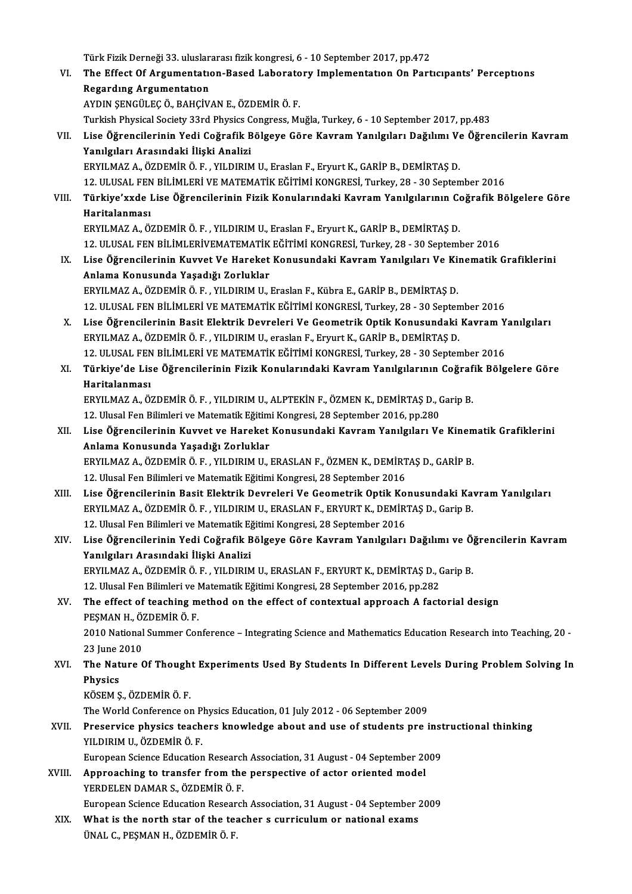Türk Fizik Derneği 33. uluslararası fizik kongresi, 6 - 10 September 2017, pp.472

VI. **The Effect Of Argumentatıon-Based Laboratory Implementatıon On Partıcıpants' Perceptıons Regardıng Argumentatıon**
AYDIN ŞENGÜLEÇ Ö., BAHÇİVAN E., ÖZDEMİR Ö. F.
Turkish Physical Society 33rd Physics Congress, Muğla, Turkey, 6 - 10 September 2017, pp.483

VII. **Lise Öğrencilerinin Yedi Coğrafik Bölgeye Göre Kavram Yanılgıları Dağılımı Ve Öğrencilerin Kavram Yanılgıları Arasındaki İlişki Analizi**
ERYILMAZ A., ÖZDEMİR Ö. F. , YILDIRIM U., Eraslan F., Eryurt K., GARİP B., DEMİRTAŞ D.
12. ULUSAL FEN BİLİMLERİ VE MATEMATİK EĞİTİMİ KONGRESİ, Turkey, 28 - 30 September 2016

VIII. **Türkiye'xxde Lise Öğrencilerinin Fizik Konularındaki Kavram Yanılgılarının Coğrafik Bölgelere Göre Haritalanması**
ERYILMAZ A., ÖZDEMİR Ö. F. , YILDIRIM U., Eraslan F., Eryurt K., GARİP B., DEMİRTAŞ D.
12. ULUSAL FEN BİLİMLERİVEMATEMATİK EĞİTİMİ KONGRESİ, Turkey, 28 - 30 September 2016

IX. **Lise Öğrencilerinin Kuvvet Ve Hareket Konusundaki Kavram Yanılgıları Ve Kinematik Grafiklerini Anlama Konusunda Yaşadığı Zorluklar**
ERYILMAZ A., ÖZDEMİR Ö. F. , YILDIRIM U., Eraslan F., Kübra E., GARİP B., DEMİRTAŞ D.
12. ULUSAL FEN BİLİMLERİ VE MATEMATİK EĞİTİMİ KONGRESİ, Turkey, 28 - 30 September 2016

X. **Lise Öğrencilerinin Basit Elektrik Devreleri Ve Geometrik Optik Konusundaki Kavram Yanılgıları**
ERYILMAZ A., ÖZDEMİR Ö. F. , YILDIRIM U., eraslan F., Eryurt K., GARİP B., DEMİRTAŞ D.
12. ULUSAL FEN BİLİMLERİ VE MATEMATİK EĞİTİMİ KONGRESİ, Turkey, 28 - 30 September 2016

XI. **Türkiye'de Lise Öğrencilerinin Fizik Konularındaki Kavram Yanılgılarının Coğrafik Bölgelere Göre Haritalanması**
ERYILMAZ A., ÖZDEMİR Ö. F. , YILDIRIM U., ALPTEKİN F., ÖZMEN K., DEMİRTAŞ D., Garip B.
12. Ulusal Fen Bilimleri ve Matematik Eğitimi Kongresi, 28 September 2016, pp.280

XII. **Lise Öğrencilerinin Kuvvet ve Hareket Konusundaki Kavram Yanılgıları Ve Kinematik Grafiklerini Anlama Konusunda Yaşadığı Zorluklar**
ERYILMAZ A., ÖZDEMİR Ö. F. , YILDIRIM U., ERASLAN F., ÖZMEN K., DEMİRTAŞ D., GARİP B.
12. Ulusal Fen Bilimleri ve Matematik Eğitimi Kongresi, 28 September 2016

XIII. **Lise Öğrencilerinin Basit Elektrik Devreleri Ve Geometrik Optik Konusundaki Kavram Yanılgıları**
ERYILMAZ A., ÖZDEMİR Ö. F. , YILDIRIM U., ERASLAN F., ERYURT K., DEMİRTAŞ D., Garip B.
12. Ulusal Fen Bilimleri ve Matematik Eğitimi Kongresi, 28 September 2016

XIV. **Lise Öğrencilerinin Yedi Coğrafik Bölgeye Göre Kavram Yanılgıları Dağılımı ve Öğrencilerin Kavram Yanılgıları Arasındaki İlişki Analizi**
ERYILMAZ A., ÖZDEMİR Ö. F. , YILDIRIM U., ERASLAN F., ERYURT K., DEMİRTAŞ D., Garip B.
12. Ulusal Fen Bilimleri ve Matematik Eğitimi Kongresi, 28 September 2016, pp.282

XV. **The effect of teaching method on the effect of contextual approach A factorial design**
PEŞMAN H., ÖZDEMİR Ö. F.
2010 National Summer Conference – Integrating Science and Mathematics Education Research into Teaching, 20 - 23 June 2010

XVI. **The Nature Of Thought Experiments Used By Students In Different Levels During Problem Solving In Physics**
KÖSEM Ş., ÖZDEMİR Ö. F.
The World Conference on Physics Education, 01 July 2012 - 06 September 2009

XVII. **Preservice physics teachers knowledge about and use of students pre instructional thinking**
YILDIRIM U., ÖZDEMİR Ö. F.
European Science Education Research Association, 31 August - 04 September 2009

XVIII. **Approaching to transfer from the perspective of actor oriented model**
YERDELEN DAMAR S., ÖZDEMİR Ö. F.
European Science Education Research Association, 31 August - 04 September 2009

XIX. **What is the north star of the teacher s curriculum or national exams**
ÜNAL C., PEŞMAN H., ÖZDEMİR Ö. F.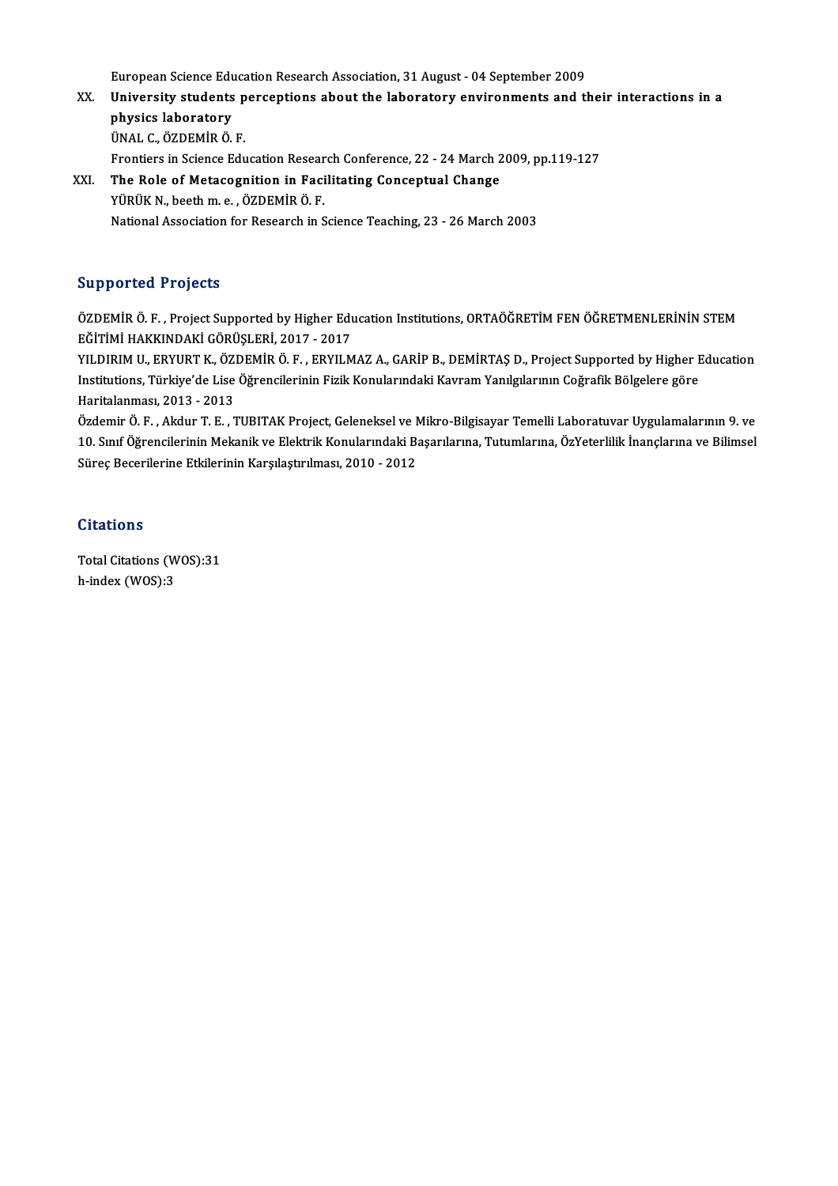European Science Education Research Association, 31 August - 04 September 2009

XX. **University students perceptions about the laboratory environments and their interactions in a physics laboratory**
ÜNAL C., ÖZDEMİR Ö. F.
Frontiers in Science Education Research Conference, 22 - 24 March 2009, pp.119-127

XXI. **The Role of Metacognition in Facilitating Conceptual Change**
YÜRÜK N., beeth m. e. , ÖZDEMİR Ö. F.
National Association for Research in Science Teaching, 23 - 26 March 2003

## Supported Projects

ÖZDEMİR Ö. F. , Project Supported by Higher Education Institutions, ORTAÖĞRETİM FEN ÖĞRETMENLERİNİN STEM EĞİTİMİ HAKKINDAKİ GÖRÜŞLERİ, 2017 - 2017

YILDIRIM U., ERYURT K., ÖZDEMİR Ö. F. , ERYILMAZ A., GARİP B., DEMİRTAŞ D., Project Supported by Higher Education Institutions, Türkiye'de Lise Öğrencilerinin Fizik Konularındaki Kavram Yanılgılarının Coğrafik Bölgelere göre Haritalanması, 2013 - 2013

Özdemir Ö. F. , Akdur T. E. , TUBITAK Project, Geleneksel ve Mikro-Bilgisayar Temelli Laboratuvar Uygulamalarının 9. ve 10. Sınıf Öğrencilerinin Mekanik ve Elektrik Konularındaki Başarılarına, Tutumlarına, ÖzYeterlilik İnançlarına ve Bilimsel Süreç Becerilerine Etkilerinin Karşılaştırılması, 2010 - 2012

## Citations

Total Citations (WOS):31
h-index (WOS):3